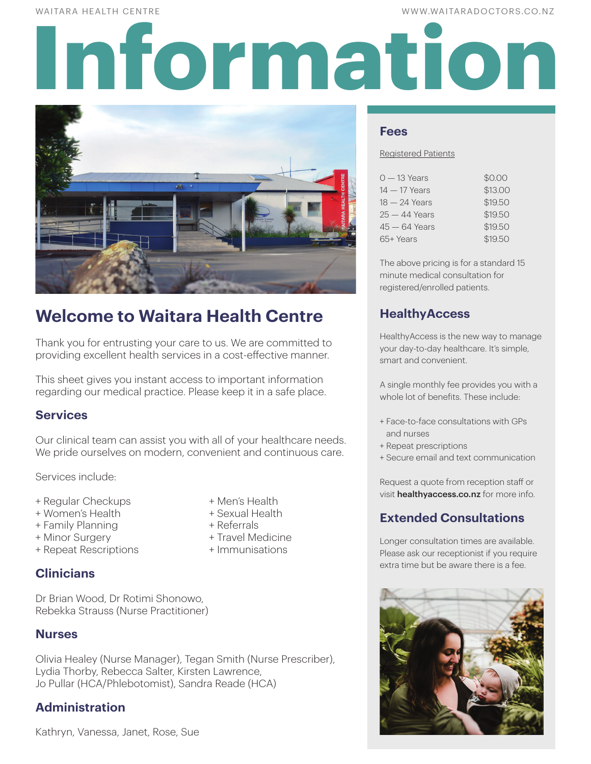# Information

## Welcome to Waitara Health Centre

Thank you for entrusting your care to us. We are committed to providing excellent health services in a cost-effective manner.

This sheet gives you instant access to important information regarding our medical practice. Please keep it in a safe place.

### Services

Our clinical team can assist you with all of your healthcare needs. We pride ourselves on modern, convenient and continuous care.

Services include:

+ Regular Checkups
+ Women's Health
+ Family Planning
+ Minor Surgery
+ Repeat Rescriptions
+ Men's Health
+ Sexual Health
+ Referrals
+ Travel Medicine
+ Immunisations

### Clinicians

Dr Brian Wood, Dr Rotimi Shonowo,
Rebekka Strauss (Nurse Practitioner)

### Nurses

Olivia Healey (Nurse Manager), Tegan Smith (Nurse Prescriber), Lydia Thorby, Rebecca Salter, Kirsten Lawrence, Jo Pullar (HCA/Phlebotomist), Sandra Reade (HCA)

### Administration

Kathryn, Vanessa, Janet, Rose, Sue

### Fees

Registered Patients

| Age | Fee |
|---|---|
| 0 — 13 Years | $0.00 |
| 14 — 17 Years | $13.00 |
| 18 — 24 Years | $19.50 |
| 25 — 44 Years | $19.50 |
| 45 — 64 Years | $19.50 |
| 65+ Years | $19.50 |

The above pricing is for a standard 15 minute medical consultation for registered/enrolled patients.

### HealthyAccess

HealthyAccess is the new way to manage your day-to-day healthcare. It's simple, smart and convenient.

A single monthly fee provides you with a whole lot of benefits. These include:

+ Face-to-face consultations with GPs and nurses
+ Repeat prescriptions
+ Secure email and text communication

Request a quote from reception staff or visit **healthyaccess.co.nz** for more info.

### Extended Consultations

Longer consultation times are available. Please ask our receptionist if you require extra time but be aware there is a fee.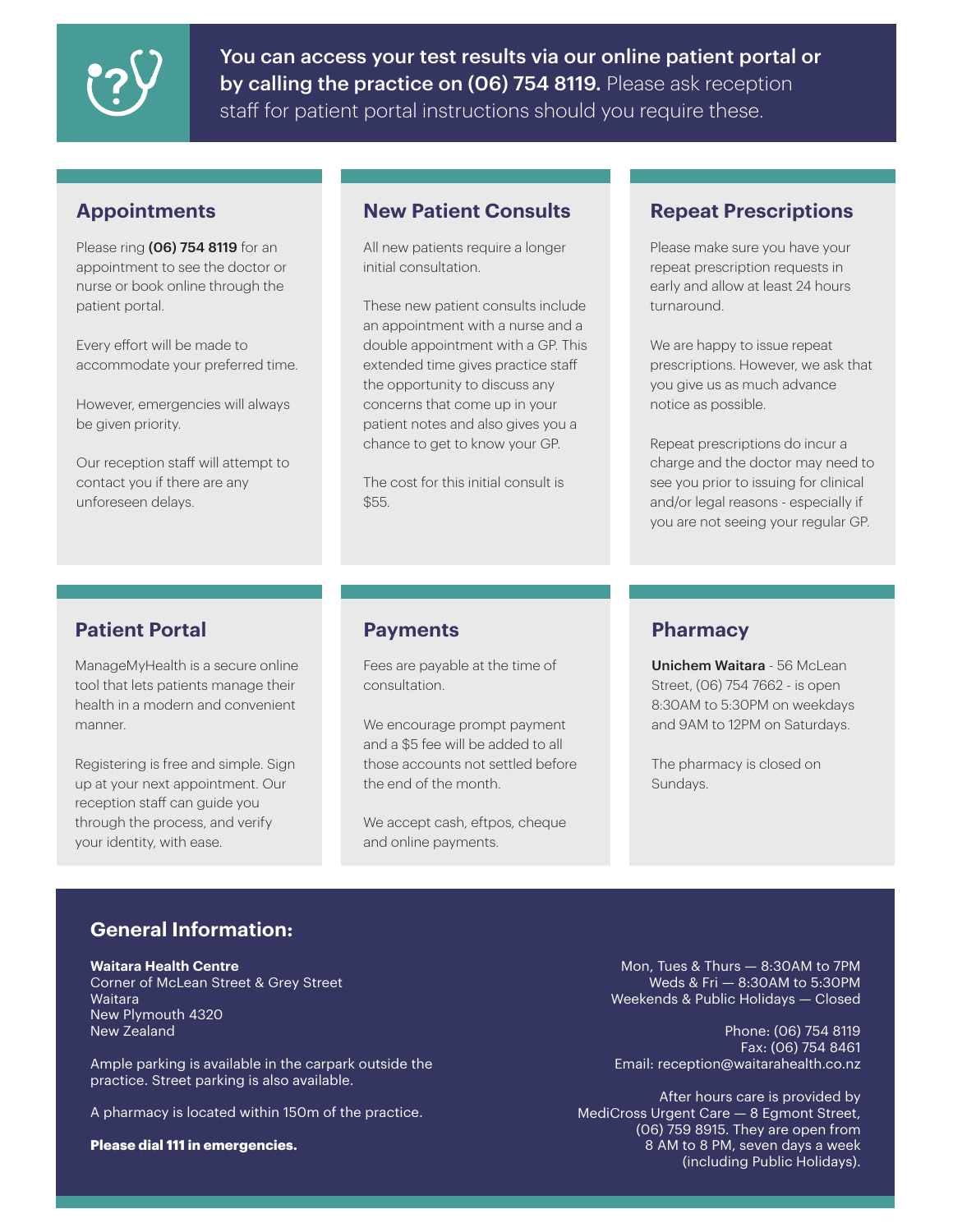**You can access your test results via our online patient portal or by calling the practice on (06) 754 8119.** Please ask reception staff for patient portal instructions should you require these.

## Appointments

Please ring **(06) 754 8119** for an appointment to see the doctor or nurse or book online through the patient portal.

Every effort will be made to accommodate your preferred time.

However, emergencies will always be given priority.

Our reception staff will attempt to contact you if there are any unforeseen delays.

## New Patient Consults

All new patients require a longer initial consultation.

These new patient consults include an appointment with a nurse and a double appointment with a GP. This extended time gives practice staff the opportunity to discuss any concerns that come up in your patient notes and also gives you a chance to get to know your GP.

The cost for this initial consult is $55.

## Repeat Prescriptions

Please make sure you have your repeat prescription requests in early and allow at least 24 hours turnaround.

We are happy to issue repeat prescriptions. However, we ask that you give us as much advance notice as possible.

Repeat prescriptions do incur a charge and the doctor may need to see you prior to issuing for clinical and/or legal reasons - especially if you are not seeing your regular GP.

## Patient Portal

ManageMyHealth is a secure online tool that lets patients manage their health in a modern and convenient manner.

Registering is free and simple. Sign up at your next appointment. Our reception staff can guide you through the process, and verify your identity, with ease.

## Payments

Fees are payable at the time of consultation.

We encourage prompt payment and a $5 fee will be added to all those accounts not settled before the end of the month.

We accept cash, eftpos, cheque and online payments.

## Pharmacy

**Unichem Waitara** - 56 McLean Street, (06) 754 7662 - is open 8:30AM to 5:30PM on weekdays and 9AM to 12PM on Saturdays.

The pharmacy is closed on Sundays.

## General Information:

**Waitara Health Centre**
Corner of McLean Street & Grey Street
Waitara
New Plymouth 4320
New Zealand

Ample parking is available in the carpark outside the practice. Street parking is also available.

A pharmacy is located within 150m of the practice.

**Please dial 111 in emergencies.**

Mon, Tues & Thurs — 8:30AM to 7PM
Weds & Fri — 8:30AM to 5:30PM
Weekends & Public Holidays — Closed

Phone: (06) 754 8119
Fax: (06) 754 8461
Email: reception@waitarahealth.co.nz

After hours care is provided by MediCross Urgent Care — 8 Egmont Street, (06) 759 8915. They are open from 8 AM to 8 PM, seven days a week (including Public Holidays).